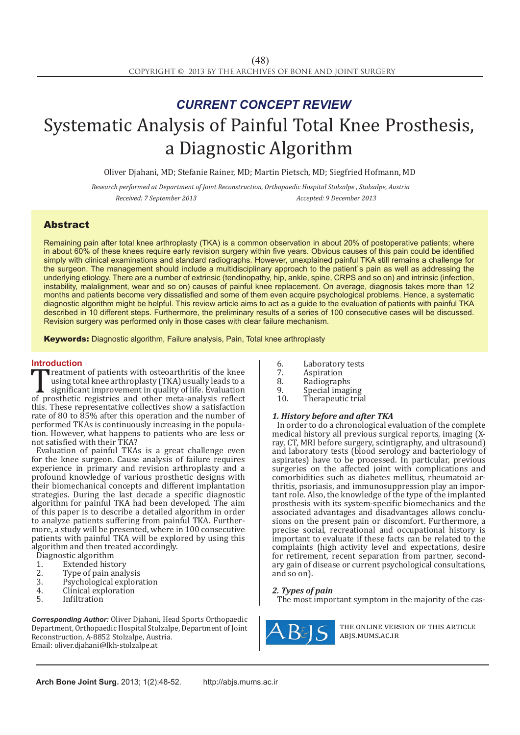*CURRENT CONCEPT REVIEW*

# Systematic Analysis of Painful Total Knee Prosthesis, a Diagnostic Algorithm

Oliver Djahani, MD; Stefanie Rainer, MD; Martin Pietsch, MD; Siegfried Hofmann, MD

*Research performed at Department of Joint Reconstruction, Orthopaedic Hospital Stolzalpe , Stolzalpe, Austria*

*Received: 7 September 2013* *Accepted: 9 December 2013*

## Abstract

Remaining pain after total knee arthroplasty (TKA) is a common observation in about 20% of postoperative patients; where in about 60% of these knees require early revision surgery within five years. Obvious causes of this pain could be identified simply with clinical examinations and standard radiographs. However, unexplained painful TKA still remains a challenge for the surgeon. The management should include a multidisciplinary approach to the patient`s pain as well as addressing the underlying etiology. There are a number of extrinsic (tendinopathy, hip, ankle, spine, CRPS and so on) and intrinsic (infection, instability, malalignment, wear and so on) causes of painful knee replacement. On average, diagnosis takes more than 12 months and patients become very dissatisfied and some of them even acquire psychological problems. Hence, a systematic diagnostic algorithm might be helpful. This review article aims to act as a guide to the evaluation of patients with painful TKA described in 10 different steps. Furthermore, the preliminary results of a series of 100 consecutive cases will be discussed. Revision surgery was performed only in those cases with clear failure mechanism.

**Keywords:** Diagnostic algorithm, Failure analysis, Pain, Total knee arthroplasty

## Introduction

Treatment of patients with osteoarthritis of the knee using total knee arthroplasty (TKA) usually leads to a significant improvement in quality of life. Evaluation of prosthetic registries and other meta-analysis reflect this. These representative collectives show a satisfaction rate of 80 to 85% after this operation and the number of performed TKAs is continuously increasing in the population. However, what happens to patients who are less or not satisfied with their TKA?

Evaluation of painful TKAs is a great challenge even for the knee surgeon. Cause analysis of failure requires experience in primary and revision arthroplasty and a profound knowledge of various prosthetic designs with their biomechanical concepts and different implantation strategies. During the last decade a specific diagnostic algorithm for painful TKA had been developed. The aim of this paper is to describe a detailed algorithm in order to analyze patients suffering from painful TKA. Furthermore, a study will be presented, where in 100 consecutive patients with painful TKA will be explored by using this algorithm and then treated accordingly.

Diagnostic algorithm

1. Extended history
2. Type of pain analysis
3. Psychological exploration
4. Clinical exploration
5. Infiltration
6. Laboratory tests
7. Aspiration
8. Radiographs
9. Special imaging
10. Therapeutic trial

### *1. History before and after TKA*

In order to do a chronological evaluation of the complete medical history all previous surgical reports, imaging (X-ray, CT, MRI before surgery, scintigraphy, and ultrasound) and laboratory tests (blood serology and bacteriology of aspirates) have to be processed. In particular, previous surgeries on the affected joint with complications and comorbidities such as diabetes mellitus, rheumatoid arthritis, psoriasis, and immunosuppression play an important role. Also, the knowledge of the type of the implanted prosthesis with its system-specific biomechanics and the associated advantages and disadvantages allows conclusions on the present pain or discomfort. Furthermore, a precise social, recreational and occupational history is important to evaluate if these facts can be related to the complaints (high activity level and expectations, desire for retirement, recent separation from partner, secondary gain of disease or current psychological consultations, and so on).

### *2. Types of pain*

The most important symptom in the majority of the cas-

***Corresponding Author:*** Oliver Djahani, Head Sports Orthopaedic Department, Orthopaedic Hospital Stolzalpe, Department of Joint Reconstruction, A-8852 Stolzalpe, Austria.
Email: oliver.djahani@lkh-stolzalpe.at

THE ONLINE VERSION OF THIS ARTICLE ABJS.MUMS.AC.IR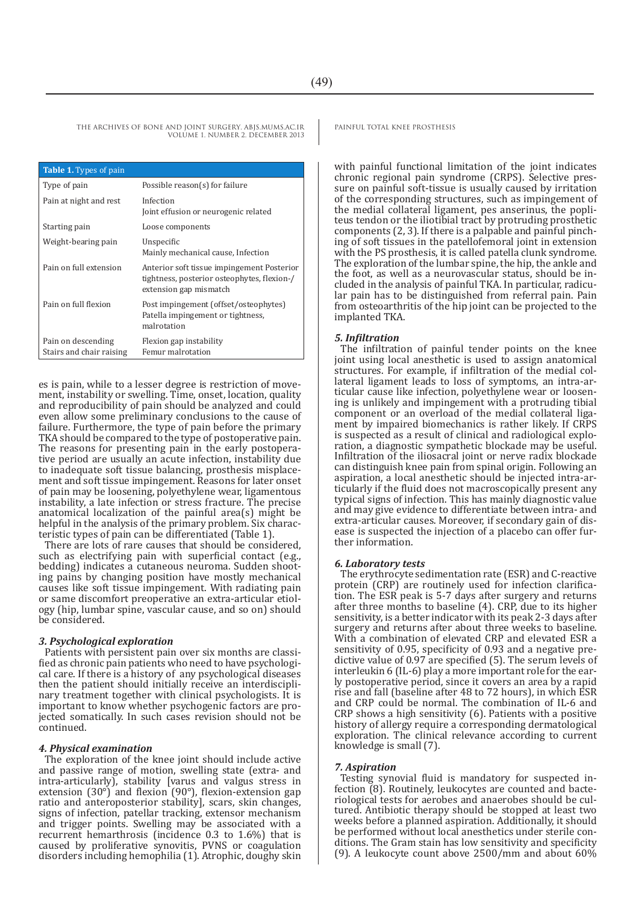**Table 1.** Types of pain

| Type of pain | Possible reason(s) for failure |
|---|---|
| Pain at night and rest | Infection<br>Joint effusion or neurogenic related |
| Starting pain | Loose components |
| Weight-bearing pain | Unspecific<br>Mainly mechanical cause, Infection |
| Pain on full extension | Anterior soft tissue impingement Posterior tightness, posterior osteophytes, flexion-/ extension gap mismatch |
| Pain on full flexion | Post impingement (offset/osteophytes)<br>Patella impingement or tightness, malrotation |
| Pain on descending Stairs and chair raising | Flexion gap instability<br>Femur malrotation |

es is pain, while to a lesser degree is restriction of movement, instability or swelling. Time, onset, location, quality and reproducibility of pain should be analyzed and could even allow some preliminary conclusions to the cause of failure. Furthermore, the type of pain before the primary TKA should be compared to the type of postoperative pain. The reasons for presenting pain in the early postoperative period are usually an acute infection, instability due to inadequate soft tissue balancing, prosthesis misplacement and soft tissue impingement. Reasons for later onset of pain may be loosening, polyethylene wear, ligamentous instability, a late infection or stress fracture. The precise anatomical localization of the painful area(s) might be helpful in the analysis of the primary problem. Six characteristic types of pain can be differentiated (Table 1).

There are lots of rare causes that should be considered, such as electrifying pain with superficial contact (e.g., bedding) indicates a cutaneous neuroma. Sudden shooting pains by changing position have mostly mechanical causes like soft tissue impingement. With radiating pain or same discomfort preoperative an extra-articular etiology (hip, lumbar spine, vascular cause, and so on) should be considered.

### *3. Psychological exploration*

Patients with persistent pain over six months are classified as chronic pain patients who need to have psychological care. If there is a history of any psychological diseases then the patient should initially receive an interdisciplinary treatment together with clinical psychologists. It is important to know whether psychogenic factors are projected somatically. In such cases revision should not be continued.

### *4. Physical examination*

The exploration of the knee joint should include active and passive range of motion, swelling state (extra- and intra-articularly), stability [varus and valgus stress in extension (30°) and flexion (90°), flexion-extension gap ratio and anteroposterior stability], scars, skin changes, signs of infection, patellar tracking, extensor mechanism and trigger points. Swelling may be associated with a recurrent hemarthrosis (incidence 0.3 to 1.6%) that is caused by proliferative synovitis, PVNS or coagulation disorders including hemophilia (1). Atrophic, doughy skin with painful functional limitation of the joint indicates chronic regional pain syndrome (CRPS). Selective pressure on painful soft-tissue is usually caused by irritation of the corresponding structures, such as impingement of the medial collateral ligament, pes anserinus, the popliteus tendon or the iliotibial tract by protruding prosthetic components (2, 3). If there is a palpable and painful pinching of soft tissues in the patellofemoral joint in extension with the PS prosthesis, it is called patella clunk syndrome. The exploration of the lumbar spine, the hip, the ankle and the foot, as well as a neurovascular status, should be included in the analysis of painful TKA. In particular, radicular pain has to be distinguished from referral pain. Pain from osteoarthritis of the hip joint can be projected to the implanted TKA.

### *5. Infiltration*

The infiltration of painful tender points on the knee joint using local anesthetic is used to assign anatomical structures. For example, if infiltration of the medial collateral ligament leads to loss of symptoms, an intra-articular cause like infection, polyethylene wear or loosening is unlikely and impingement with a protruding tibial component or an overload of the medial collateral ligament by impaired biomechanics is rather likely. If CRPS is suspected as a result of clinical and radiological exploration, a diagnostic sympathetic blockade may be useful. Infiltration of the iliosacral joint or nerve radix blockade can distinguish knee pain from spinal origin. Following an aspiration, a local anesthetic should be injected intra-articularly if the fluid does not macroscopically present any typical signs of infection. This has mainly diagnostic value and may give evidence to differentiate between intra- and extra-articular causes. Moreover, if secondary gain of disease is suspected the injection of a placebo can offer further information.

### *6. Laboratory tests*

The erythrocyte sedimentation rate (ESR) and C-reactive protein (CRP) are routinely used for infection clarification. The ESR peak is 5-7 days after surgery and returns after three months to baseline (4). CRP, due to its higher sensitivity, is a better indicator with its peak 2-3 days after surgery and returns after about three weeks to baseline. With a combination of elevated CRP and elevated ESR a sensitivity of 0.95, specificity of 0.93 and a negative predictive value of 0.97 are specified (5). The serum levels of interleukin 6 (IL-6) play a more important role for the early postoperative period, since it covers an area by a rapid rise and fall (baseline after 48 to 72 hours), in which ESR and CRP could be normal. The combination of IL-6 and CRP shows a high sensitivity (6). Patients with a positive history of allergy require a corresponding dermatological exploration. The clinical relevance according to current knowledge is small (7).

### *7. Aspiration*

Testing synovial fluid is mandatory for suspected infection (8). Routinely, leukocytes are counted and bacteriological tests for aerobes and anaerobes should be cultured. Antibiotic therapy should be stopped at least two weeks before a planned aspiration. Additionally, it should be performed without local anesthetics under sterile conditions. The Gram stain has low sensitivity and specificity (9). A leukocyte count above 2500/mm and about 60%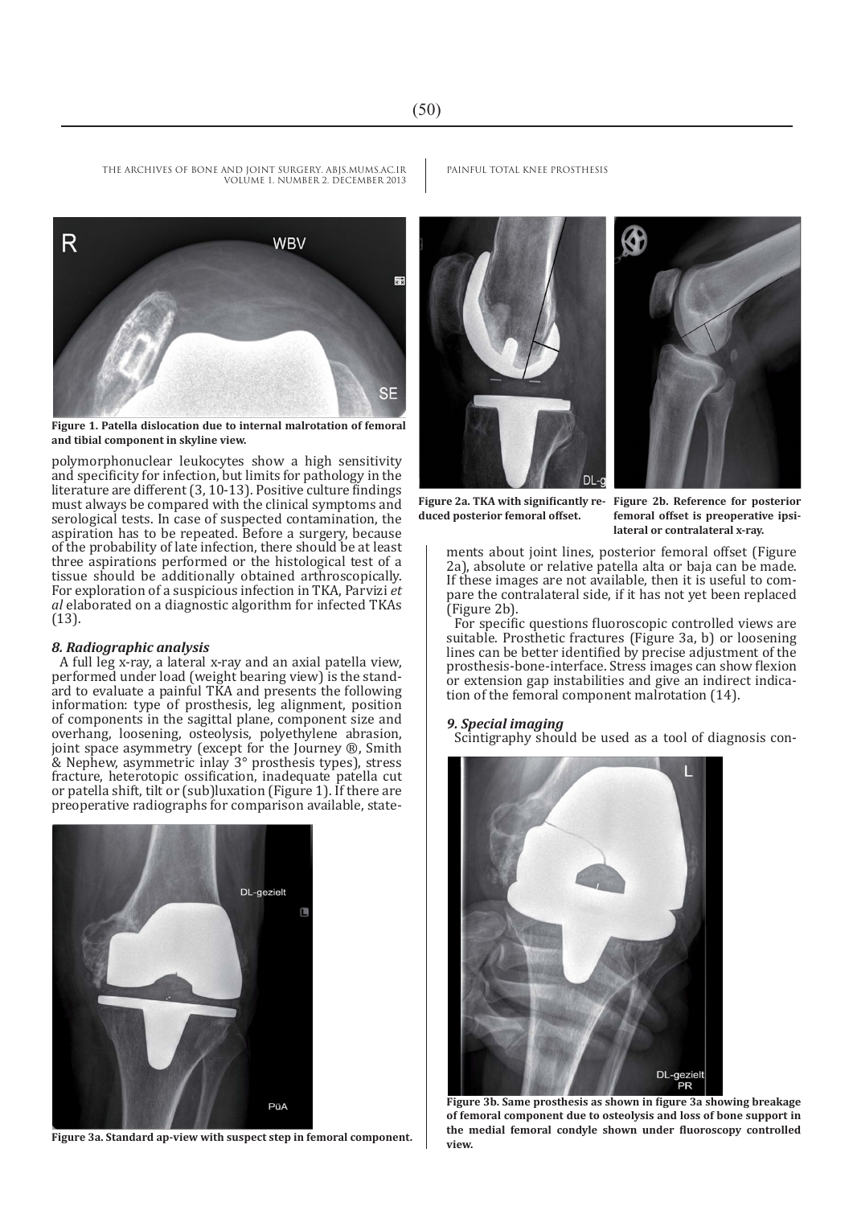polymorphonuclear leukocytes show a high sensitivity and specificity for infection, but limits for pathology in the literature are different (3, 10-13). Positive culture findings must always be compared with the clinical symptoms and serological tests. In case of suspected contamination, the aspiration has to be repeated. Before a surgery, because of the probability of late infection, there should be at least three aspirations performed or the histological test of a tissue should be additionally obtained arthroscopically. For exploration of a suspicious infection in TKA, Parvizi *et al* elaborated on a diagnostic algorithm for infected TKAs (13).

### *8. Radiographic analysis*

A full leg x-ray, a lateral x-ray and an axial patella view, performed under load (weight bearing view) is the standard to evaluate a painful TKA and presents the following information: type of prosthesis, leg alignment, position of components in the sagittal plane, component size and overhang, loosening, osteolysis, polyethylene abrasion, joint space asymmetry (except for the Journey ®, Smith & Nephew, asymmetric inlay 3° prosthesis types), stress fracture, heterotopic ossification, inadequate patella cut or patella shift, tilt or (sub)luxation (Figure 1). If there are preoperative radiographs for comparison available, statements about joint lines, posterior femoral offset (Figure 2a), absolute or relative patella alta or baja can be made. If these images are not available, then it is useful to compare the contralateral side, if it has not yet been replaced (Figure 2b).

For specific questions fluoroscopic controlled views are suitable. Prosthetic fractures (Figure 3a, b) or loosening lines can be better identified by precise adjustment of the prosthesis-bone-interface. Stress images can show flexion or extension gap instabilities and give an indirect indication of the femoral component malrotation (14).

### *9. Special imaging*

Scintigraphy should be used as a tool of diagnosis con-

**Figure 1. Patella dislocation due to internal malrotation of femoral and tibial component in skyline view.**

**Figure 2a. TKA with significantly reduced posterior femoral offset.**

**Figure 2b. Reference for posterior femoral offset is preoperative ipsilateral or contralateral x-ray.**

**Figure 3a. Standard ap-view with suspect step in femoral component.**

**Figure 3b. Same prosthesis as shown in figure 3a showing breakage of femoral component due to osteolysis and loss of bone support in the medial femoral condyle shown under fluoroscopy controlled view.**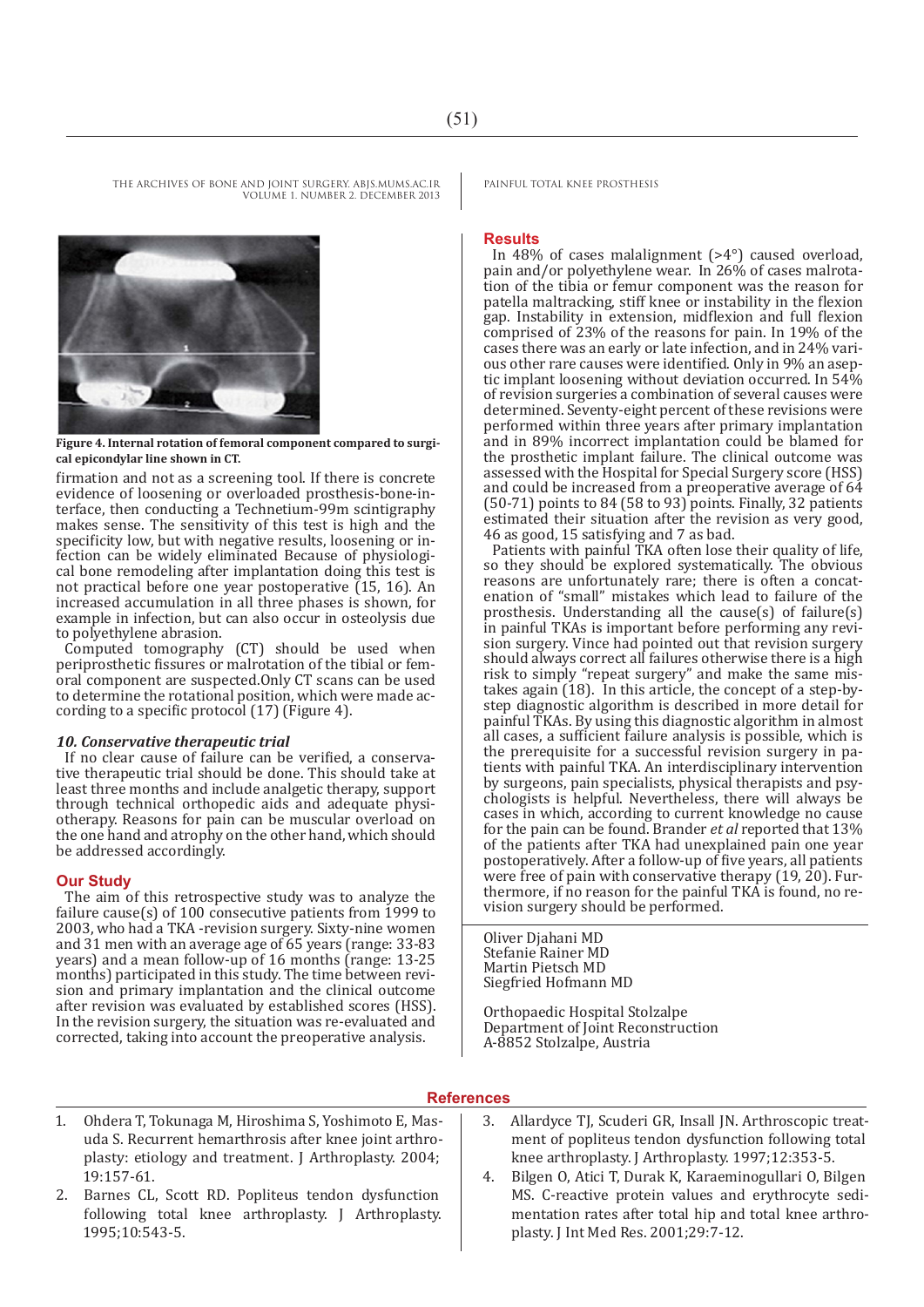**Figure 4. Internal rotation of femoral component compared to surgical epicondylar line shown in CT.**

firmation and not as a screening tool. If there is concrete evidence of loosening or overloaded prosthesis-bone-interface, then conducting a Technetium-99m scintigraphy makes sense. The sensitivity of this test is high and the specificity low, but with negative results, loosening or infection can be widely eliminated Because of physiological bone remodeling after implantation doing this test is not practical before one year postoperative (15, 16). An increased accumulation in all three phases is shown, for example in infection, but can also occur in osteolysis due to polyethylene abrasion.

Computed tomography (CT) should be used when periprosthetic fissures or malrotation of the tibial or femoral component are suspected.Only CT scans can be used to determine the rotational position, which were made according to a specific protocol (17) (Figure 4).

### *10. Conservative therapeutic trial*

If no clear cause of failure can be verified, a conservative therapeutic trial should be done. This should take at least three months and include analgetic therapy, support through technical orthopedic aids and adequate physiotherapy. Reasons for pain can be muscular overload on the one hand and atrophy on the other hand, which should be addressed accordingly.

## Our Study

The aim of this retrospective study was to analyze the failure cause(s) of 100 consecutive patients from 1999 to 2003, who had a TKA -revision surgery. Sixty-nine women and 31 men with an average age of 65 years (range: 33-83 years) and a mean follow-up of 16 months (range: 13-25 months) participated in this study. The time between revision and primary implantation and the clinical outcome after revision was evaluated by established scores (HSS). In the revision surgery, the situation was re-evaluated and corrected, taking into account the preoperative analysis.

## Results

In 48% of cases malalignment (>4°) caused overload, pain and/or polyethylene wear. In 26% of cases malrotation of the tibia or femur component was the reason for patella maltracking, stiff knee or instability in the flexion gap. Instability in extension, midflexion and full flexion comprised of 23% of the reasons for pain. In 19% of the cases there was an early or late infection, and in 24% various other rare causes were identified. Only in 9% an aseptic implant loosening without deviation occurred. In 54% of revision surgeries a combination of several causes were determined. Seventy-eight percent of these revisions were performed within three years after primary implantation and in 89% incorrect implantation could be blamed for the prosthetic implant failure. The clinical outcome was assessed with the Hospital for Special Surgery score (HSS) and could be increased from a preoperative average of 64 (50-71) points to 84 (58 to 93) points. Finally, 32 patients estimated their situation after the revision as very good, 46 as good, 15 satisfying and 7 as bad.

Patients with painful TKA often lose their quality of life, so they should be explored systematically. The obvious reasons are unfortunately rare; there is often a concatenation of "small" mistakes which lead to failure of the prosthesis. Understanding all the cause(s) of failure(s) in painful TKAs is important before performing any revision surgery. Vince had pointed out that revision surgery should always correct all failures otherwise there is a high risk to simply "repeat surgery" and make the same mistakes again (18). In this article, the concept of a step-by-step diagnostic algorithm is described in more detail for painful TKAs. By using this diagnostic algorithm in almost all cases, a sufficient failure analysis is possible, which is the prerequisite for a successful revision surgery in patients with painful TKA. An interdisciplinary intervention by surgeons, pain specialists, physical therapists and psychologists is helpful. Nevertheless, there will always be cases in which, according to current knowledge no cause for the pain can be found. Brander *et al* reported that 13% of the patients after TKA had unexplained pain one year postoperatively. After a follow-up of five years, all patients were free of pain with conservative therapy (19, 20). Furthermore, if no reason for the painful TKA is found, no revision surgery should be performed.

Oliver Djahani MD
Stefanie Rainer MD
Martin Pietsch MD
Siegfried Hofmann MD

Orthopaedic Hospital Stolzalpe
Department of Joint Reconstruction
A-8852 Stolzalpe, Austria

## References

1. Ohdera T, Tokunaga M, Hiroshima S, Yoshimoto E, Masuda S. Recurrent hemarthrosis after knee joint arthroplasty: etiology and treatment. J Arthroplasty. 2004; 19:157-61.
2. Barnes CL, Scott RD. Popliteus tendon dysfunction following total knee arthroplasty. J Arthroplasty. 1995;10:543-5.
3. Allardyce TJ, Scuderi GR, Insall JN. Arthroscopic treatment of popliteus tendon dysfunction following total knee arthroplasty. J Arthroplasty. 1997;12:353-5.
4. Bilgen O, Atici T, Durak K, Karaeminogullari O, Bilgen MS. C-reactive protein values and erythrocyte sedimentation rates after total hip and total knee arthroplasty. J Int Med Res. 2001;29:7-12.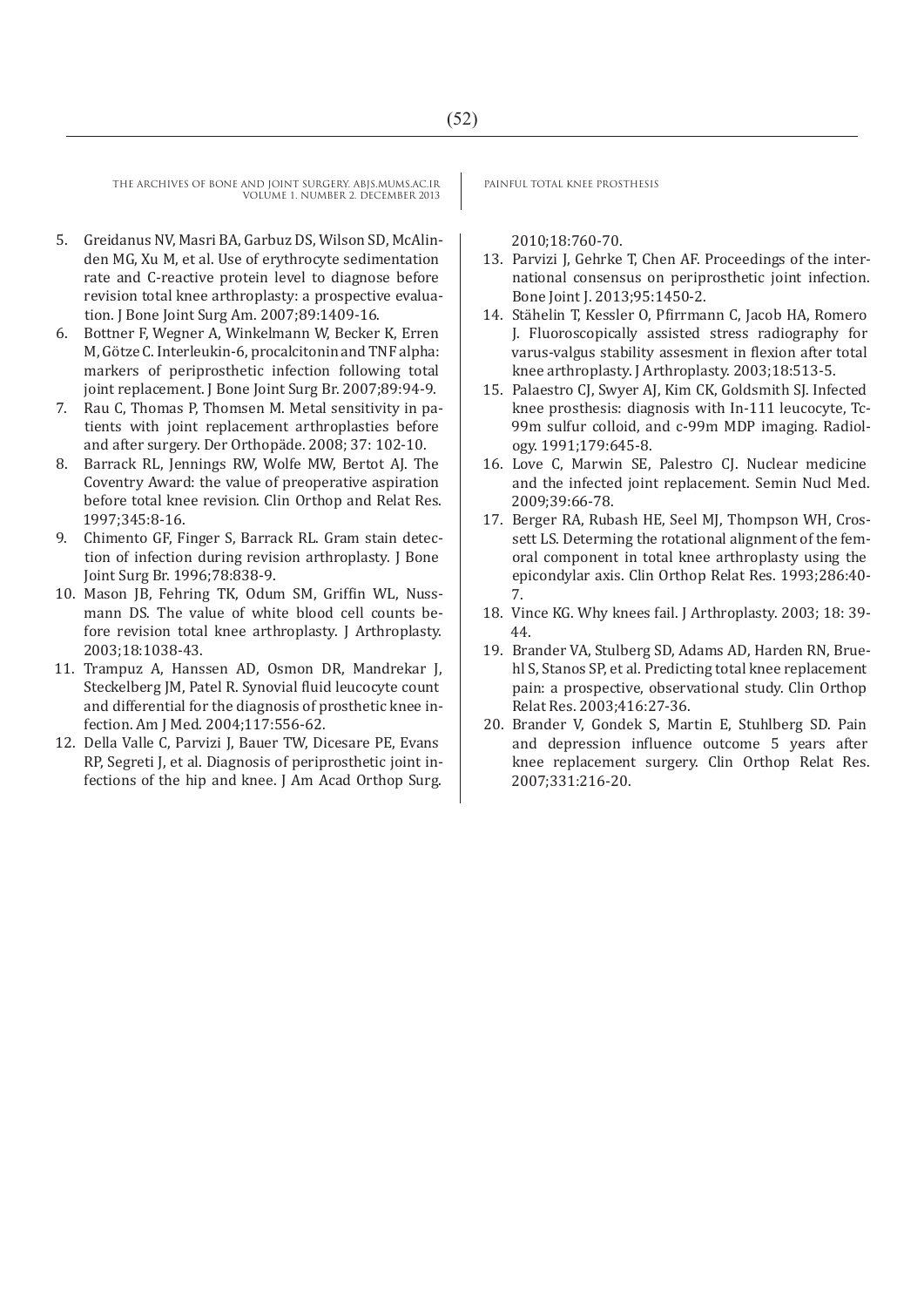5. Greidanus NV, Masri BA, Garbuz DS, Wilson SD, McAlinden MG, Xu M, et al. Use of erythrocyte sedimentation rate and C-reactive protein level to diagnose before revision total knee arthroplasty: a prospective evaluation. J Bone Joint Surg Am. 2007;89:1409-16.
6. Bottner F, Wegner A, Winkelmann W, Becker K, Erren M, Götze C. Interleukin-6, procalcitonin and TNF alpha: markers of periprosthetic infection following total joint replacement. J Bone Joint Surg Br. 2007;89:94-9.
7. Rau C, Thomas P, Thomsen M. Metal sensitivity in patients with joint replacement arthroplasties before and after surgery. Der Orthopäde. 2008; 37: 102-10.
8. Barrack RL, Jennings RW, Wolfe MW, Bertot AJ. The Coventry Award: the value of preoperative aspiration before total knee revision. Clin Orthop and Relat Res. 1997;345:8-16.
9. Chimento GF, Finger S, Barrack RL. Gram stain detection of infection during revision arthroplasty. J Bone Joint Surg Br. 1996;78:838-9.
10. Mason JB, Fehring TK, Odum SM, Griffin WL, Nussmann DS. The value of white blood cell counts before revision total knee arthroplasty. J Arthroplasty. 2003;18:1038-43.
11. Trampuz A, Hanssen AD, Osmon DR, Mandrekar J, Steckelberg JM, Patel R. Synovial fluid leucocyte count and differential for the diagnosis of prosthetic knee infection. Am J Med. 2004;117:556-62.
12. Della Valle C, Parvizi J, Bauer TW, Dicesare PE, Evans RP, Segreti J, et al. Diagnosis of periprosthetic joint infections of the hip and knee. J Am Acad Orthop Surg. 2010;18:760-70.
13. Parvizi J, Gehrke T, Chen AF. Proceedings of the international consensus on periprosthetic joint infection. Bone Joint J. 2013;95:1450-2.
14. Stähelin T, Kessler O, Pfirrmann C, Jacob HA, Romero J. Fluoroscopically assisted stress radiography for varus-valgus stability assesment in flexion after total knee arthroplasty. J Arthroplasty. 2003;18:513-5.
15. Palaestro CJ, Swyer AJ, Kim CK, Goldsmith SJ. Infected knee prosthesis: diagnosis with In-111 leucocyte, Tc-99m sulfur colloid, and c-99m MDP imaging. Radiology. 1991;179:645-8.
16. Love C, Marwin SE, Palestro CJ. Nuclear medicine and the infected joint replacement. Semin Nucl Med. 2009;39:66-78.
17. Berger RA, Rubash HE, Seel MJ, Thompson WH, Crossett LS. Determing the rotational alignment of the femoral component in total knee arthroplasty using the epicondylar axis. Clin Orthop Relat Res. 1993;286:40-7.
18. Vince KG. Why knees fail. J Arthroplasty. 2003; 18: 39-44.
19. Brander VA, Stulberg SD, Adams AD, Harden RN, Bruehl S, Stanos SP, et al. Predicting total knee replacement pain: a prospective, observational study. Clin Orthop Relat Res. 2003;416:27-36.
20. Brander V, Gondek S, Martin E, Stuhlberg SD. Pain and depression influence outcome 5 years after knee replacement surgery. Clin Orthop Relat Res. 2007;331:216-20.